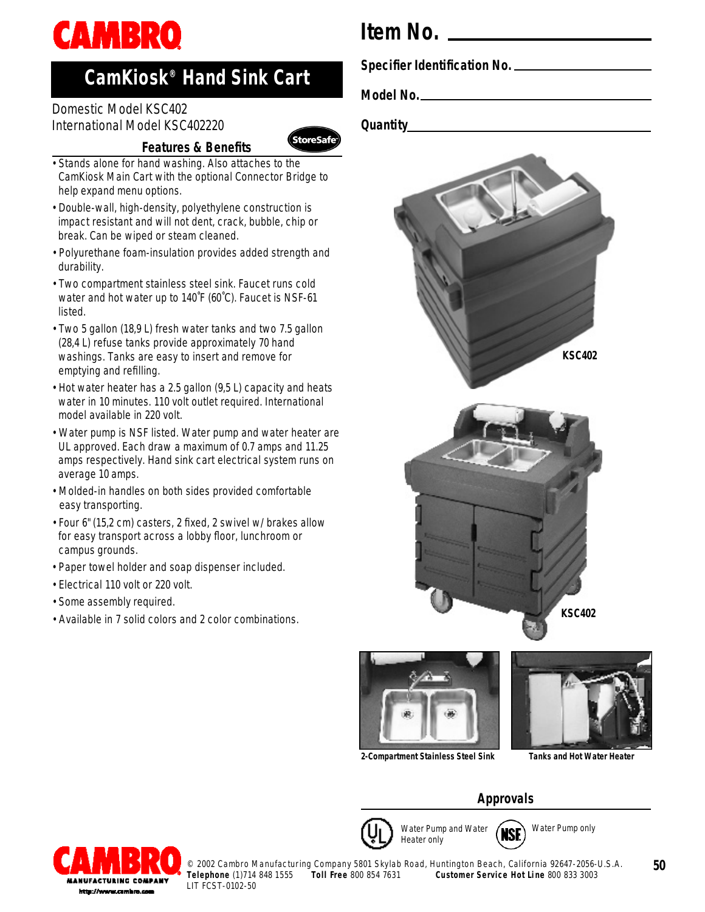# CAMBRO

## CamKiosk® Hand Sink Cart

Domestic Model KSC402
International Model KSC402220

**Item No.** ______________________

**Specifier Identification No.** ______________________

**Model No.** ______________________

**Quantity** ______________________

### Features & Benefits

StoreSafe

- Stands alone for hand washing. Also attaches to the CamKiosk Main Cart with the optional Connector Bridge to help expand menu options.
- Double-wall, high-density, polyethylene construction is impact resistant and will not dent, crack, bubble, chip or break. Can be wiped or steam cleaned.
- Polyurethane foam-insulation provides added strength and durability.
- Two compartment stainless steel sink. Faucet runs cold water and hot water up to 140˚F (60˚C). Faucet is NSF-61 listed.
- Two 5 gallon (18,9 L) fresh water tanks and two 7.5 gallon (28,4 L) refuse tanks provide approximately 70 hand washings. Tanks are easy to insert and remove for emptying and refilling.
- Hot water heater has a 2.5 gallon (9,5 L) capacity and heats water in 10 minutes. 110 volt outlet required. International model available in 220 volt.
- Water pump is NSF listed. Water pump and water heater are UL approved. Each draw a maximum of 0.7 amps and 11.25 amps respectively. Hand sink cart electrical system runs on average 10 amps.
- Molded-in handles on both sides provided comfortable easy transporting.
- Four 6" (15,2 cm) casters, 2 fixed, 2 swivel w/ brakes allow for easy transport across a lobby floor, lunchroom or campus grounds.
- Paper towel holder and soap dispenser included.
- Electrical 110 volt or 220 volt.
- Some assembly required.
- Available in 7 solid colors and 2 color combinations.

KSC402

KSC402

2-Compartment Stainless Steel Sink

Tanks and Hot Water Heater

### Approvals

UL — Water Pump and Water Heater only

NSF — Water Pump only

CAMBRO MANUFACTURING COMPANY
http://www.cambro.com

© 2002 Cambro Manufacturing Company 5801 Skylab Road, Huntington Beach, California 92647-2056-U.S.A.
**Telephone** (1)714 848 1555 **Toll Free** 800 854 7631 **Customer Service Hot Line** 800 833 3003
LIT FCST-0102-50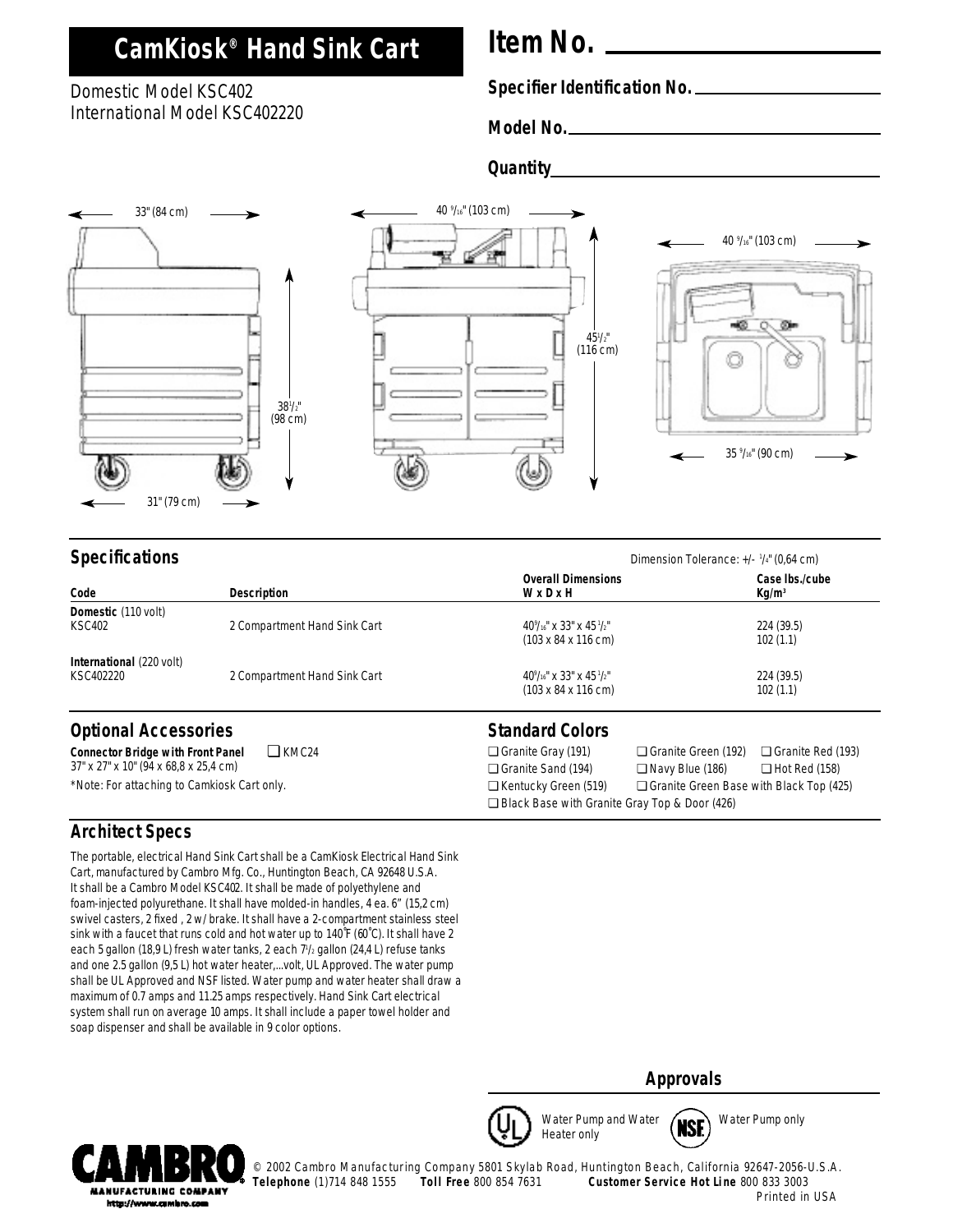# CamKiosk® Hand Sink Cart

Domestic Model KSC402
International Model KSC402220

## Item No. ____________

**Specifier Identification No.** ____________

**Model No.** ____________

**Quantity** ____________

33" (84 cm)
38 1/2" (98 cm)
31" (79 cm)
40 9/16" (103 cm)
45 1/2" (116 cm)
40 9/16" (103 cm)
35 9/16" (90 cm)

## Specifications

Dimension Tolerance: +/- 1/4" (0,64 cm)

| Code | Description | Overall Dimensions W x D x H | Case lbs./cube Kg/m³ |
|---|---|---|---|
| **Domestic** (110 volt) KSC402 | 2 Compartment Hand Sink Cart | 40 9/16" x 33" x 45 1/2" (103 x 84 x 116 cm) | 224 (39.5) 102 (1.1) |
| **International** (220 volt) KSC402220 | 2 Compartment Hand Sink Cart | 40 9/16" x 33" x 45 1/2" (103 x 84 x 116 cm) | 224 (39.5) 102 (1.1) |

## Optional Accessories

**Connector Bridge with Front Panel** ❑ KMC24
37" x 27" x 10" (94 x 68,8 x 25,4 cm)

*Note: For attaching to Camkiosk Cart only.

## Standard Colors

- ❑ Granite Gray (191)
- ❑ Granite Green (192)
- ❑ Granite Red (193)
- ❑ Granite Sand (194)
- ❑ Navy Blue (186)
- ❑ Hot Red (158)
- ❑ Kentucky Green (519)
- ❑ Granite Green Base with Black Top (425)
- ❑ Black Base with Granite Gray Top & Door (426)

## Architect Specs

The portable, electrical Hand Sink Cart shall be a CamKiosk Electrical Hand Sink Cart, manufactured by Cambro Mfg. Co., Huntington Beach, CA 92648 U.S.A. It shall be a Cambro Model KSC402. It shall be made of polyethylene and foam-injected polyurethane. It shall have molded-in handles, 4 ea. 6" (15,2 cm) swivel casters, 2 fixed , 2 w/ brake. It shall have a 2-compartment stainless steel sink with a faucet that runs cold and hot water up to 140˚F (60˚C). It shall have 2 each 5 gallon (18,9 L) fresh water tanks, 2 each 7 1/2 gallon (24,4 L) refuse tanks and one 2.5 gallon (9,5 L) hot water heater,...volt, UL Approved. The water pump shall be UL Approved and NSF listed. Water pump and water heater shall draw a maximum of 0.7 amps and 11.25 amps respectively. Hand Sink Cart electrical system shall run on average 10 amps. It shall include a paper towel holder and soap dispenser and shall be available in 9 color options.

## Approvals

UL: Water Pump and Water Heater only
NSF: Water Pump only

CAMBRO® MANUFACTURING COMPANY http://www.cambro.com

© 2002 Cambro Manufacturing Company 5801 Skylab Road, Huntington Beach, California 92647-2056-U.S.A.
**Telephone** (1)714 848 1555 **Toll Free** 800 854 7631 **Customer Service Hot Line** 800 833 3003
Printed in USA